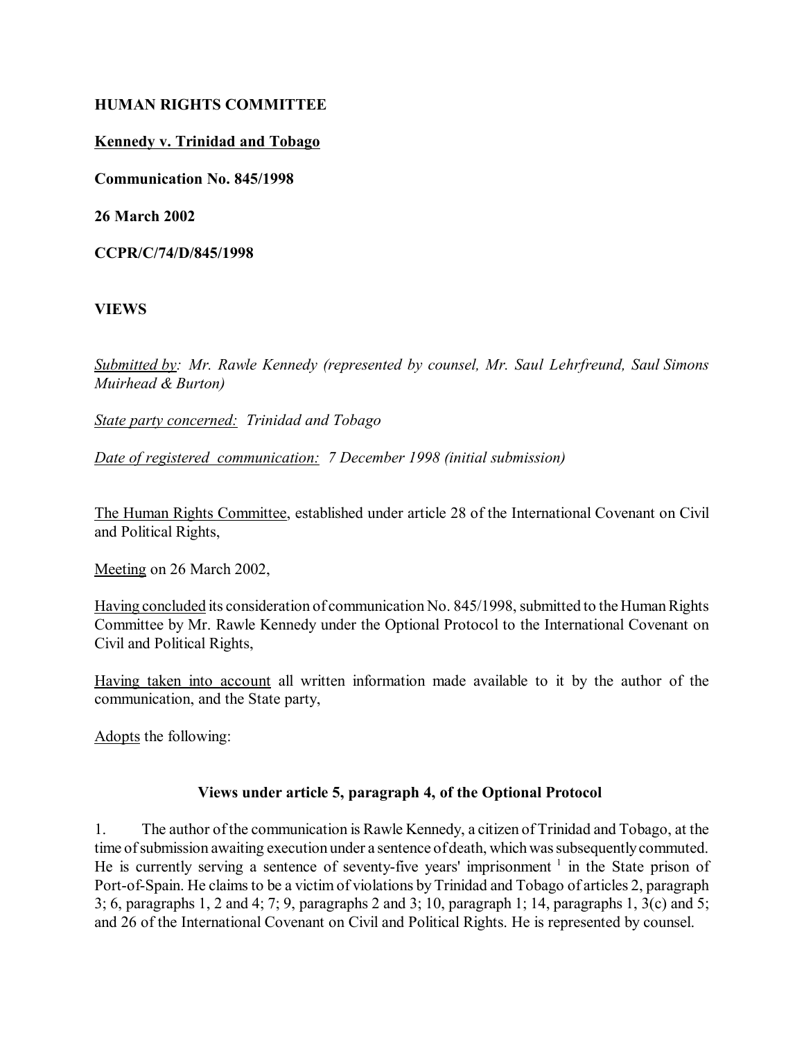**HUMAN RIGHTS COMMITTEE**

**Kennedy v. Trinidad and Tobago**

**Communication No. 845/1998**

**26 March 2002**

**CCPR/C/74/D/845/1998**

**VIEWS**

Submitted by: *Mr. Rawle Kennedy (represented by counsel, Mr. Saul Lehrfreund, Saul Simons Muirhead & Burton)*

State party concerned: *Trinidad and Tobago*

Date of registered communication: *7 December 1998 (initial submission)*

The Human Rights Committee, established under article 28 of the International Covenant on Civil and Political Rights,

Meeting on 26 March 2002,

Having concluded its consideration of communication No. 845/1998, submitted to the Human Rights Committee by Mr. Rawle Kennedy under the Optional Protocol to the International Covenant on Civil and Political Rights,

Having taken into account all written information made available to it by the author of the communication, and the State party,

Adopts the following:

**Views under article 5, paragraph 4, of the Optional Protocol**

1. The author of the communication is Rawle Kennedy, a citizen of Trinidad and Tobago, at the time of submission awaiting execution under a sentence of death, which was subsequently commuted. He is currently serving a sentence of seventy-five years' imprisonment [1] in the State prison of Port-of-Spain. He claims to be a victim of violations by Trinidad and Tobago of articles 2, paragraph 3; 6, paragraphs 1, 2 and 4; 7; 9, paragraphs 2 and 3; 10, paragraph 1; 14, paragraphs 1, 3(c) and 5; and 26 of the International Covenant on Civil and Political Rights. He is represented by counsel.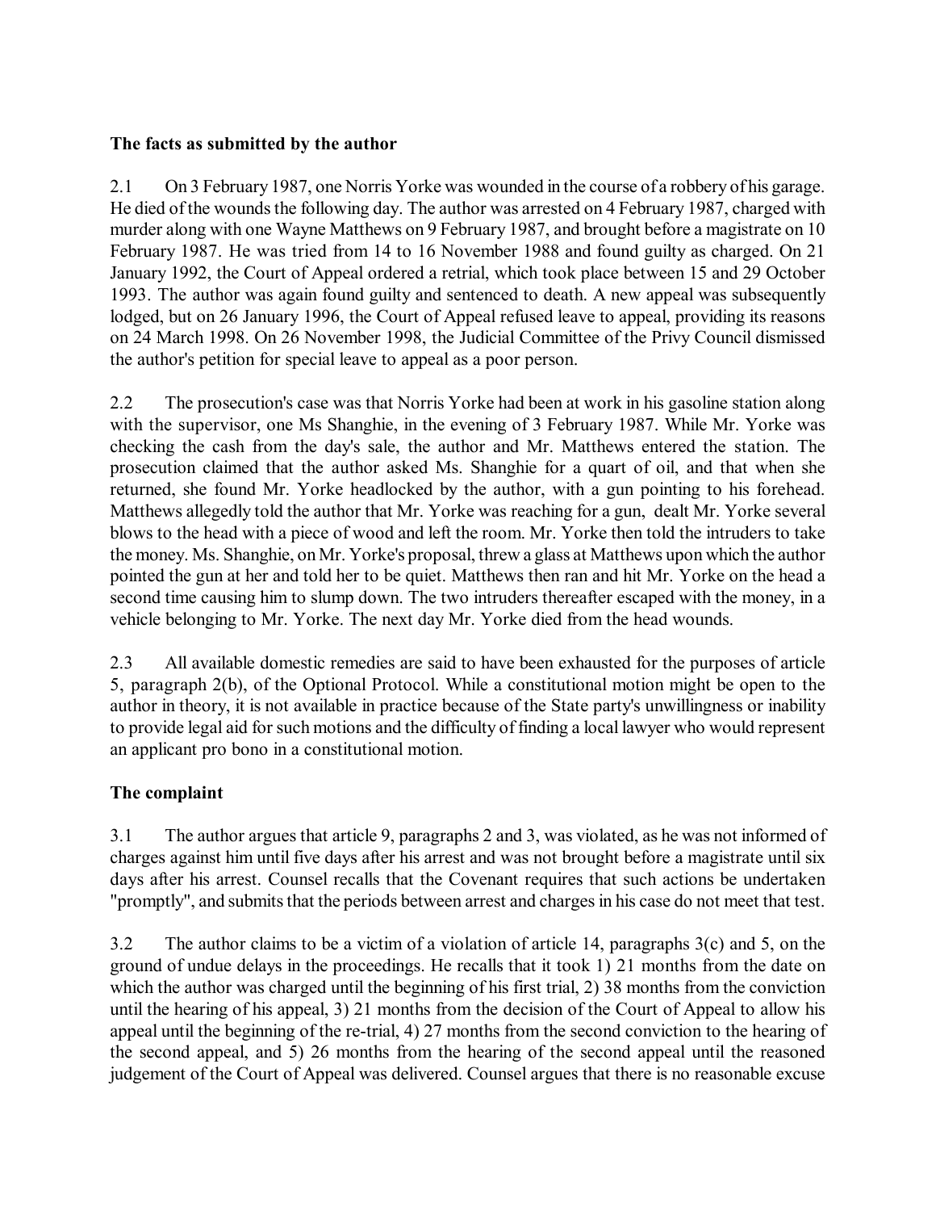**The facts as submitted by the author**

2.1 On 3 February 1987, one Norris Yorke was wounded in the course of a robbery of his garage. He died of the wounds the following day. The author was arrested on 4 February 1987, charged with murder along with one Wayne Matthews on 9 February 1987, and brought before a magistrate on 10 February 1987. He was tried from 14 to 16 November 1988 and found guilty as charged. On 21 January 1992, the Court of Appeal ordered a retrial, which took place between 15 and 29 October 1993. The author was again found guilty and sentenced to death. A new appeal was subsequently lodged, but on 26 January 1996, the Court of Appeal refused leave to appeal, providing its reasons on 24 March 1998. On 26 November 1998, the Judicial Committee of the Privy Council dismissed the author's petition for special leave to appeal as a poor person.

2.2 The prosecution's case was that Norris Yorke had been at work in his gasoline station along with the supervisor, one Ms Shanghie, in the evening of 3 February 1987. While Mr. Yorke was checking the cash from the day's sale, the author and Mr. Matthews entered the station. The prosecution claimed that the author asked Ms. Shanghie for a quart of oil, and that when she returned, she found Mr. Yorke headlocked by the author, with a gun pointing to his forehead. Matthews allegedly told the author that Mr. Yorke was reaching for a gun, dealt Mr. Yorke several blows to the head with a piece of wood and left the room. Mr. Yorke then told the intruders to take the money. Ms. Shanghie, on Mr. Yorke's proposal, threw a glass at Matthews upon which the author pointed the gun at her and told her to be quiet. Matthews then ran and hit Mr. Yorke on the head a second time causing him to slump down. The two intruders thereafter escaped with the money, in a vehicle belonging to Mr. Yorke. The next day Mr. Yorke died from the head wounds.

2.3 All available domestic remedies are said to have been exhausted for the purposes of article 5, paragraph 2(b), of the Optional Protocol. While a constitutional motion might be open to the author in theory, it is not available in practice because of the State party's unwillingness or inability to provide legal aid for such motions and the difficulty of finding a local lawyer who would represent an applicant pro bono in a constitutional motion.

**The complaint**

3.1 The author argues that article 9, paragraphs 2 and 3, was violated, as he was not informed of charges against him until five days after his arrest and was not brought before a magistrate until six days after his arrest. Counsel recalls that the Covenant requires that such actions be undertaken "promptly", and submits that the periods between arrest and charges in his case do not meet that test.

3.2 The author claims to be a victim of a violation of article 14, paragraphs 3(c) and 5, on the ground of undue delays in the proceedings. He recalls that it took 1) 21 months from the date on which the author was charged until the beginning of his first trial, 2) 38 months from the conviction until the hearing of his appeal, 3) 21 months from the decision of the Court of Appeal to allow his appeal until the beginning of the re-trial, 4) 27 months from the second conviction to the hearing of the second appeal, and 5) 26 months from the hearing of the second appeal until the reasoned judgement of the Court of Appeal was delivered. Counsel argues that there is no reasonable excuse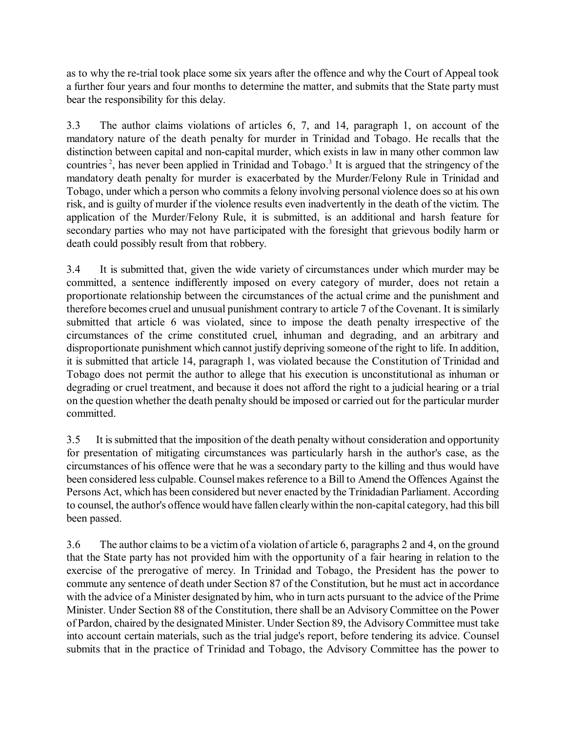as to why the re-trial took place some six years after the offence and why the Court of Appeal took a further four years and four months to determine the matter, and submits that the State party must bear the responsibility for this delay.

3.3 The author claims violations of articles 6, 7, and 14, paragraph 1, on account of the mandatory nature of the death penalty for murder in Trinidad and Tobago. He recalls that the distinction between capital and non-capital murder, which exists in law in many other common law countries [2], has never been applied in Trinidad and Tobago.[3] It is argued that the stringency of the mandatory death penalty for murder is exacerbated by the Murder/Felony Rule in Trinidad and Tobago, under which a person who commits a felony involving personal violence does so at his own risk, and is guilty of murder if the violence results even inadvertently in the death of the victim. The application of the Murder/Felony Rule, it is submitted, is an additional and harsh feature for secondary parties who may not have participated with the foresight that grievous bodily harm or death could possibly result from that robbery.

3.4 It is submitted that, given the wide variety of circumstances under which murder may be committed, a sentence indifferently imposed on every category of murder, does not retain a proportionate relationship between the circumstances of the actual crime and the punishment and therefore becomes cruel and unusual punishment contrary to article 7 of the Covenant. It is similarly submitted that article 6 was violated, since to impose the death penalty irrespective of the circumstances of the crime constituted cruel, inhuman and degrading, and an arbitrary and disproportionate punishment which cannot justify depriving someone of the right to life. In addition, it is submitted that article 14, paragraph 1, was violated because the Constitution of Trinidad and Tobago does not permit the author to allege that his execution is unconstitutional as inhuman or degrading or cruel treatment, and because it does not afford the right to a judicial hearing or a trial on the question whether the death penalty should be imposed or carried out for the particular murder committed.

3.5 It is submitted that the imposition of the death penalty without consideration and opportunity for presentation of mitigating circumstances was particularly harsh in the author's case, as the circumstances of his offence were that he was a secondary party to the killing and thus would have been considered less culpable. Counsel makes reference to a Bill to Amend the Offences Against the Persons Act, which has been considered but never enacted by the Trinidadian Parliament. According to counsel, the author's offence would have fallen clearly within the non-capital category, had this bill been passed.

3.6 The author claims to be a victim of a violation of article 6, paragraphs 2 and 4, on the ground that the State party has not provided him with the opportunity of a fair hearing in relation to the exercise of the prerogative of mercy. In Trinidad and Tobago, the President has the power to commute any sentence of death under Section 87 of the Constitution, but he must act in accordance with the advice of a Minister designated by him, who in turn acts pursuant to the advice of the Prime Minister. Under Section 88 of the Constitution, there shall be an Advisory Committee on the Power of Pardon, chaired by the designated Minister. Under Section 89, the Advisory Committee must take into account certain materials, such as the trial judge's report, before tendering its advice. Counsel submits that in the practice of Trinidad and Tobago, the Advisory Committee has the power to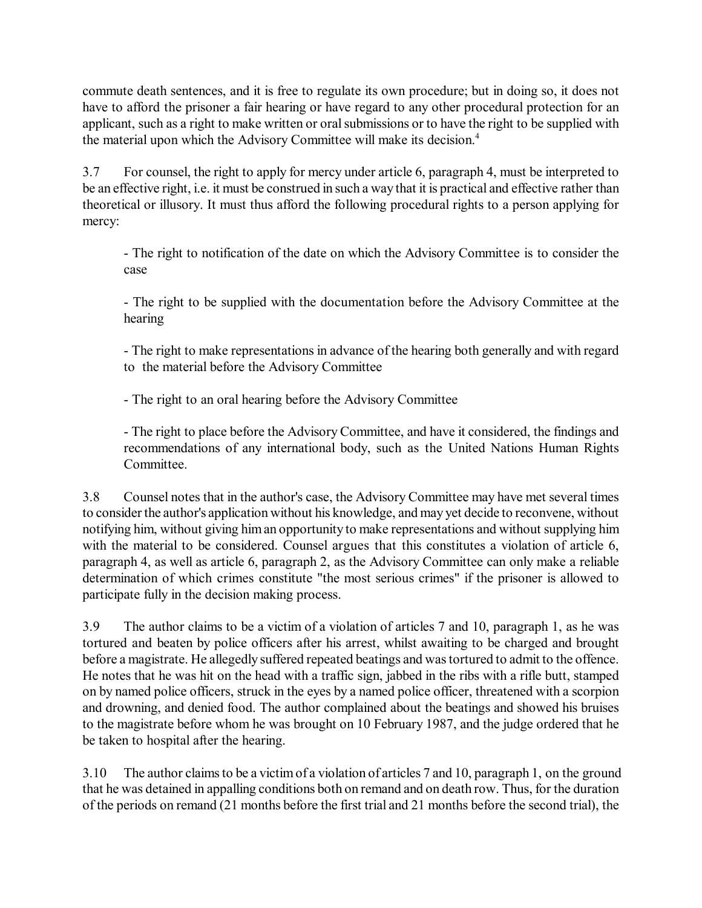commute death sentences, and it is free to regulate its own procedure; but in doing so, it does not have to afford the prisoner a fair hearing or have regard to any other procedural protection for an applicant, such as a right to make written or oral submissions or to have the right to be supplied with the material upon which the Advisory Committee will make its decision.[4]

3.7 For counsel, the right to apply for mercy under article 6, paragraph 4, must be interpreted to be an effective right, i.e. it must be construed in such a way that it is practical and effective rather than theoretical or illusory. It must thus afford the following procedural rights to a person applying for mercy:

- The right to notification of the date on which the Advisory Committee is to consider the case

- The right to be supplied with the documentation before the Advisory Committee at the hearing

- The right to make representations in advance of the hearing both generally and with regard to the material before the Advisory Committee

- The right to an oral hearing before the Advisory Committee

- The right to place before the Advisory Committee, and have it considered, the findings and recommendations of any international body, such as the United Nations Human Rights Committee.

3.8 Counsel notes that in the author's case, the Advisory Committee may have met several times to consider the author's application without his knowledge, and may yet decide to reconvene, without notifying him, without giving him an opportunity to make representations and without supplying him with the material to be considered. Counsel argues that this constitutes a violation of article 6, paragraph 4, as well as article 6, paragraph 2, as the Advisory Committee can only make a reliable determination of which crimes constitute "the most serious crimes" if the prisoner is allowed to participate fully in the decision making process.

3.9 The author claims to be a victim of a violation of articles 7 and 10, paragraph 1, as he was tortured and beaten by police officers after his arrest, whilst awaiting to be charged and brought before a magistrate. He allegedly suffered repeated beatings and was tortured to admit to the offence. He notes that he was hit on the head with a traffic sign, jabbed in the ribs with a rifle butt, stamped on by named police officers, struck in the eyes by a named police officer, threatened with a scorpion and drowning, and denied food. The author complained about the beatings and showed his bruises to the magistrate before whom he was brought on 10 February 1987, and the judge ordered that he be taken to hospital after the hearing.

3.10 The author claims to be a victim of a violation of articles 7 and 10, paragraph 1, on the ground that he was detained in appalling conditions both on remand and on death row. Thus, for the duration of the periods on remand (21 months before the first trial and 21 months before the second trial), the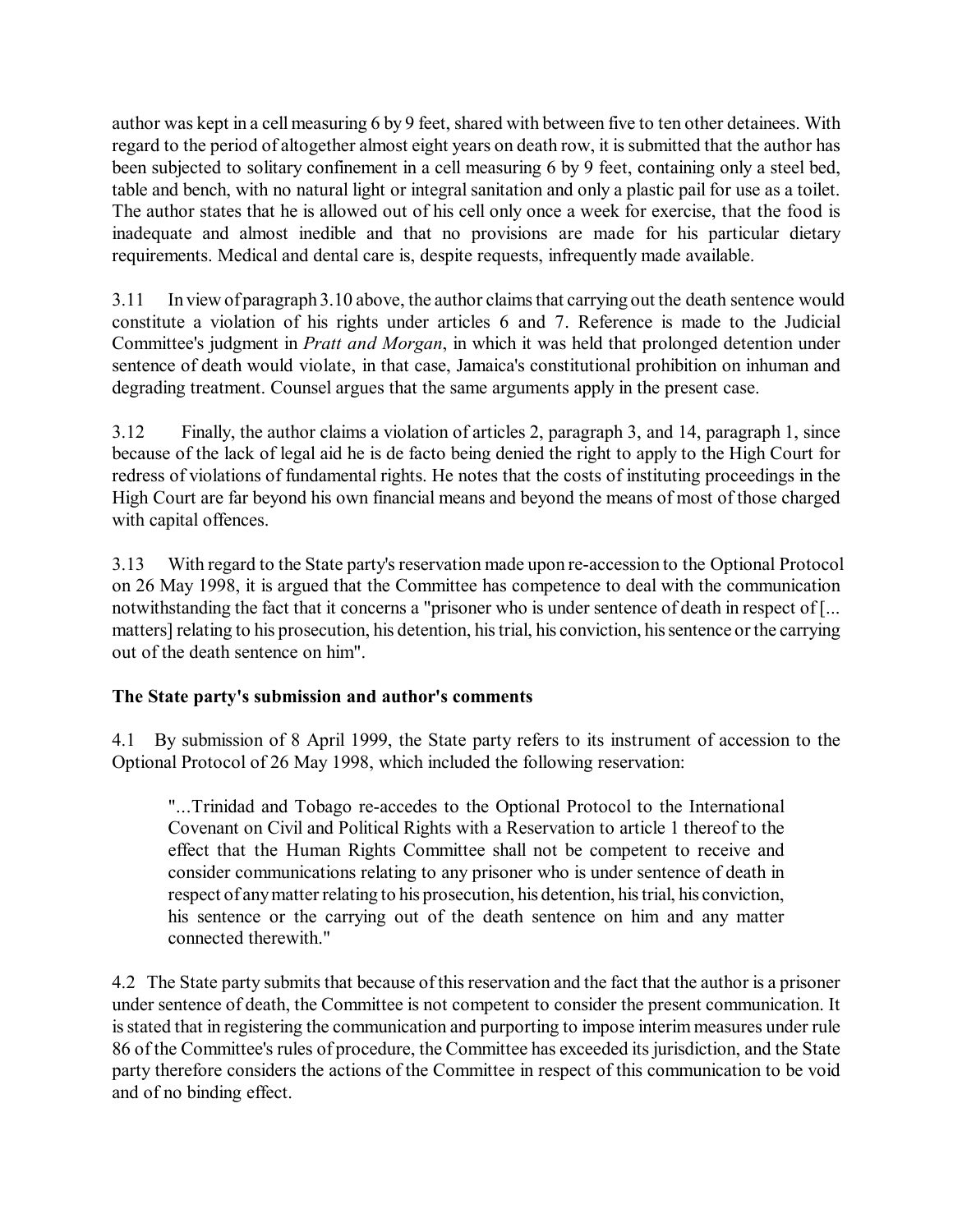author was kept in a cell measuring 6 by 9 feet, shared with between five to ten other detainees. With regard to the period of altogether almost eight years on death row, it is submitted that the author has been subjected to solitary confinement in a cell measuring 6 by 9 feet, containing only a steel bed, table and bench, with no natural light or integral sanitation and only a plastic pail for use as a toilet. The author states that he is allowed out of his cell only once a week for exercise, that the food is inadequate and almost inedible and that no provisions are made for his particular dietary requirements. Medical and dental care is, despite requests, infrequently made available.

3.11 In view of paragraph 3.10 above, the author claims that carrying out the death sentence would constitute a violation of his rights under articles 6 and 7. Reference is made to the Judicial Committee's judgment in *Pratt and Morgan*, in which it was held that prolonged detention under sentence of death would violate, in that case, Jamaica's constitutional prohibition on inhuman and degrading treatment. Counsel argues that the same arguments apply in the present case.

3.12 Finally, the author claims a violation of articles 2, paragraph 3, and 14, paragraph 1, since because of the lack of legal aid he is de facto being denied the right to apply to the High Court for redress of violations of fundamental rights. He notes that the costs of instituting proceedings in the High Court are far beyond his own financial means and beyond the means of most of those charged with capital offences.

3.13 With regard to the State party's reservation made upon re-accession to the Optional Protocol on 26 May 1998, it is argued that the Committee has competence to deal with the communication notwithstanding the fact that it concerns a "prisoner who is under sentence of death in respect of [... matters] relating to his prosecution, his detention, his trial, his conviction, his sentence or the carrying out of the death sentence on him".

**The State party's submission and author's comments**

4.1 By submission of 8 April 1999, the State party refers to its instrument of accession to the Optional Protocol of 26 May 1998, which included the following reservation:

> "...Trinidad and Tobago re-accedes to the Optional Protocol to the International Covenant on Civil and Political Rights with a Reservation to article 1 thereof to the effect that the Human Rights Committee shall not be competent to receive and consider communications relating to any prisoner who is under sentence of death in respect of any matter relating to his prosecution, his detention, his trial, his conviction, his sentence or the carrying out of the death sentence on him and any matter connected therewith."

4.2 The State party submits that because of this reservation and the fact that the author is a prisoner under sentence of death, the Committee is not competent to consider the present communication. It is stated that in registering the communication and purporting to impose interim measures under rule 86 of the Committee's rules of procedure, the Committee has exceeded its jurisdiction, and the State party therefore considers the actions of the Committee in respect of this communication to be void and of no binding effect.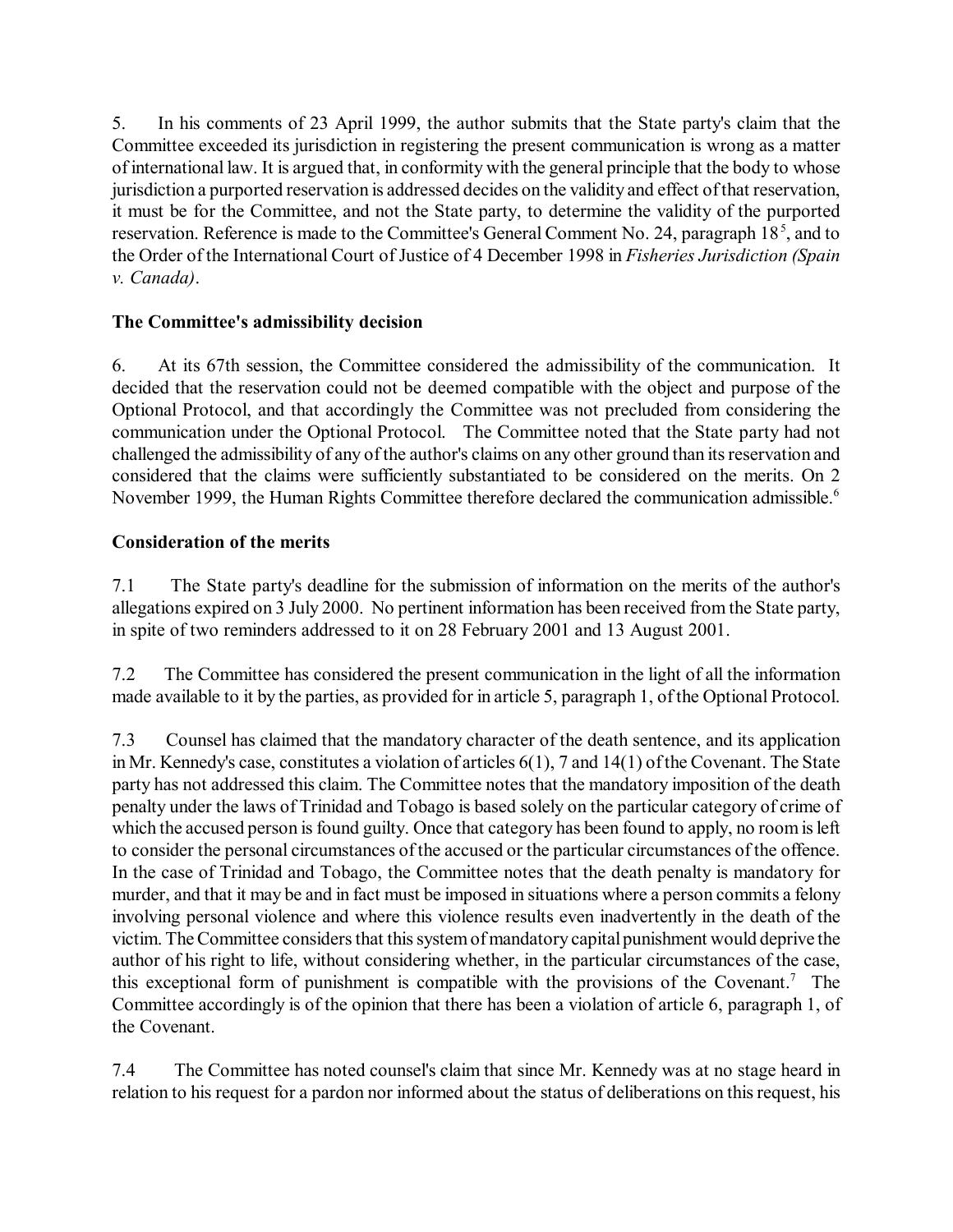5. In his comments of 23 April 1999, the author submits that the State party's claim that the Committee exceeded its jurisdiction in registering the present communication is wrong as a matter of international law. It is argued that, in conformity with the general principle that the body to whose jurisdiction a purported reservation is addressed decides on the validity and effect of that reservation, it must be for the Committee, and not the State party, to determine the validity of the purported reservation. Reference is made to the Committee's General Comment No. 24, paragraph 18[5], and to the Order of the International Court of Justice of 4 December 1998 in *Fisheries Jurisdiction (Spain v. Canada)*.

**The Committee's admissibility decision**

6. At its 67th session, the Committee considered the admissibility of the communication. It decided that the reservation could not be deemed compatible with the object and purpose of the Optional Protocol, and that accordingly the Committee was not precluded from considering the communication under the Optional Protocol. The Committee noted that the State party had not challenged the admissibility of any of the author's claims on any other ground than its reservation and considered that the claims were sufficiently substantiated to be considered on the merits. On 2 November 1999, the Human Rights Committee therefore declared the communication admissible.[6]

**Consideration of the merits**

7.1 The State party's deadline for the submission of information on the merits of the author's allegations expired on 3 July 2000. No pertinent information has been received from the State party, in spite of two reminders addressed to it on 28 February 2001 and 13 August 2001.

7.2 The Committee has considered the present communication in the light of all the information made available to it by the parties, as provided for in article 5, paragraph 1, of the Optional Protocol.

7.3 Counsel has claimed that the mandatory character of the death sentence, and its application in Mr. Kennedy's case, constitutes a violation of articles 6(1), 7 and 14(1) of the Covenant. The State party has not addressed this claim. The Committee notes that the mandatory imposition of the death penalty under the laws of Trinidad and Tobago is based solely on the particular category of crime of which the accused person is found guilty. Once that category has been found to apply, no room is left to consider the personal circumstances of the accused or the particular circumstances of the offence. In the case of Trinidad and Tobago, the Committee notes that the death penalty is mandatory for murder, and that it may be and in fact must be imposed in situations where a person commits a felony involving personal violence and where this violence results even inadvertently in the death of the victim. The Committee considers that this system of mandatory capital punishment would deprive the author of his right to life, without considering whether, in the particular circumstances of the case, this exceptional form of punishment is compatible with the provisions of the Covenant.[7] The Committee accordingly is of the opinion that there has been a violation of article 6, paragraph 1, of the Covenant.

7.4 The Committee has noted counsel's claim that since Mr. Kennedy was at no stage heard in relation to his request for a pardon nor informed about the status of deliberations on this request, his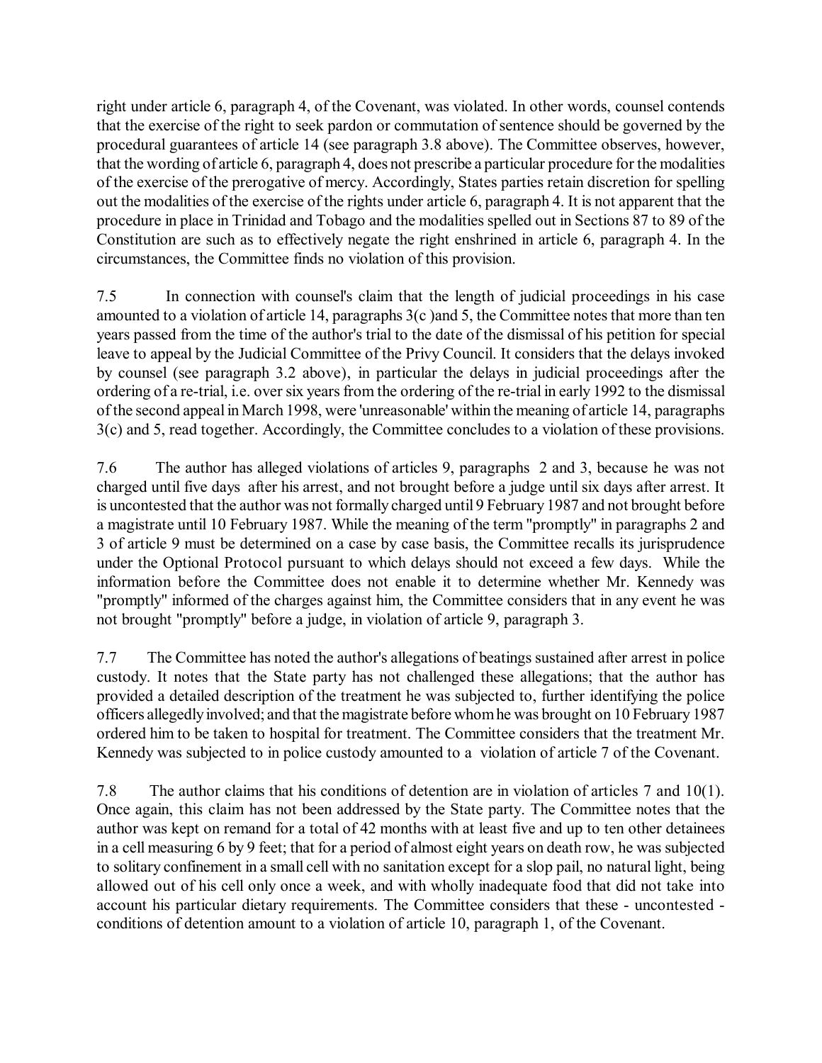right under article 6, paragraph 4, of the Covenant, was violated. In other words, counsel contends that the exercise of the right to seek pardon or commutation of sentence should be governed by the procedural guarantees of article 14 (see paragraph 3.8 above). The Committee observes, however, that the wording of article 6, paragraph 4, does not prescribe a particular procedure for the modalities of the exercise of the prerogative of mercy. Accordingly, States parties retain discretion for spelling out the modalities of the exercise of the rights under article 6, paragraph 4. It is not apparent that the procedure in place in Trinidad and Tobago and the modalities spelled out in Sections 87 to 89 of the Constitution are such as to effectively negate the right enshrined in article 6, paragraph 4. In the circumstances, the Committee finds no violation of this provision.

7.5 In connection with counsel's claim that the length of judicial proceedings in his case amounted to a violation of article 14, paragraphs 3(c )and 5, the Committee notes that more than ten years passed from the time of the author's trial to the date of the dismissal of his petition for special leave to appeal by the Judicial Committee of the Privy Council. It considers that the delays invoked by counsel (see paragraph 3.2 above), in particular the delays in judicial proceedings after the ordering of a re-trial, i.e. over six years from the ordering of the re-trial in early 1992 to the dismissal of the second appeal in March 1998, were 'unreasonable' within the meaning of article 14, paragraphs 3(c) and 5, read together. Accordingly, the Committee concludes to a violation of these provisions.

7.6 The author has alleged violations of articles 9, paragraphs 2 and 3, because he was not charged until five days after his arrest, and not brought before a judge until six days after arrest. It is uncontested that the author was not formally charged until 9 February 1987 and not brought before a magistrate until 10 February 1987. While the meaning of the term "promptly" in paragraphs 2 and 3 of article 9 must be determined on a case by case basis, the Committee recalls its jurisprudence under the Optional Protocol pursuant to which delays should not exceed a few days. While the information before the Committee does not enable it to determine whether Mr. Kennedy was "promptly" informed of the charges against him, the Committee considers that in any event he was not brought "promptly" before a judge, in violation of article 9, paragraph 3.

7.7 The Committee has noted the author's allegations of beatings sustained after arrest in police custody. It notes that the State party has not challenged these allegations; that the author has provided a detailed description of the treatment he was subjected to, further identifying the police officers allegedly involved; and that the magistrate before whom he was brought on 10 February 1987 ordered him to be taken to hospital for treatment. The Committee considers that the treatment Mr. Kennedy was subjected to in police custody amounted to a violation of article 7 of the Covenant.

7.8 The author claims that his conditions of detention are in violation of articles 7 and 10(1). Once again, this claim has not been addressed by the State party. The Committee notes that the author was kept on remand for a total of 42 months with at least five and up to ten other detainees in a cell measuring 6 by 9 feet; that for a period of almost eight years on death row, he was subjected to solitary confinement in a small cell with no sanitation except for a slop pail, no natural light, being allowed out of his cell only once a week, and with wholly inadequate food that did not take into account his particular dietary requirements. The Committee considers that these - uncontested - conditions of detention amount to a violation of article 10, paragraph 1, of the Covenant.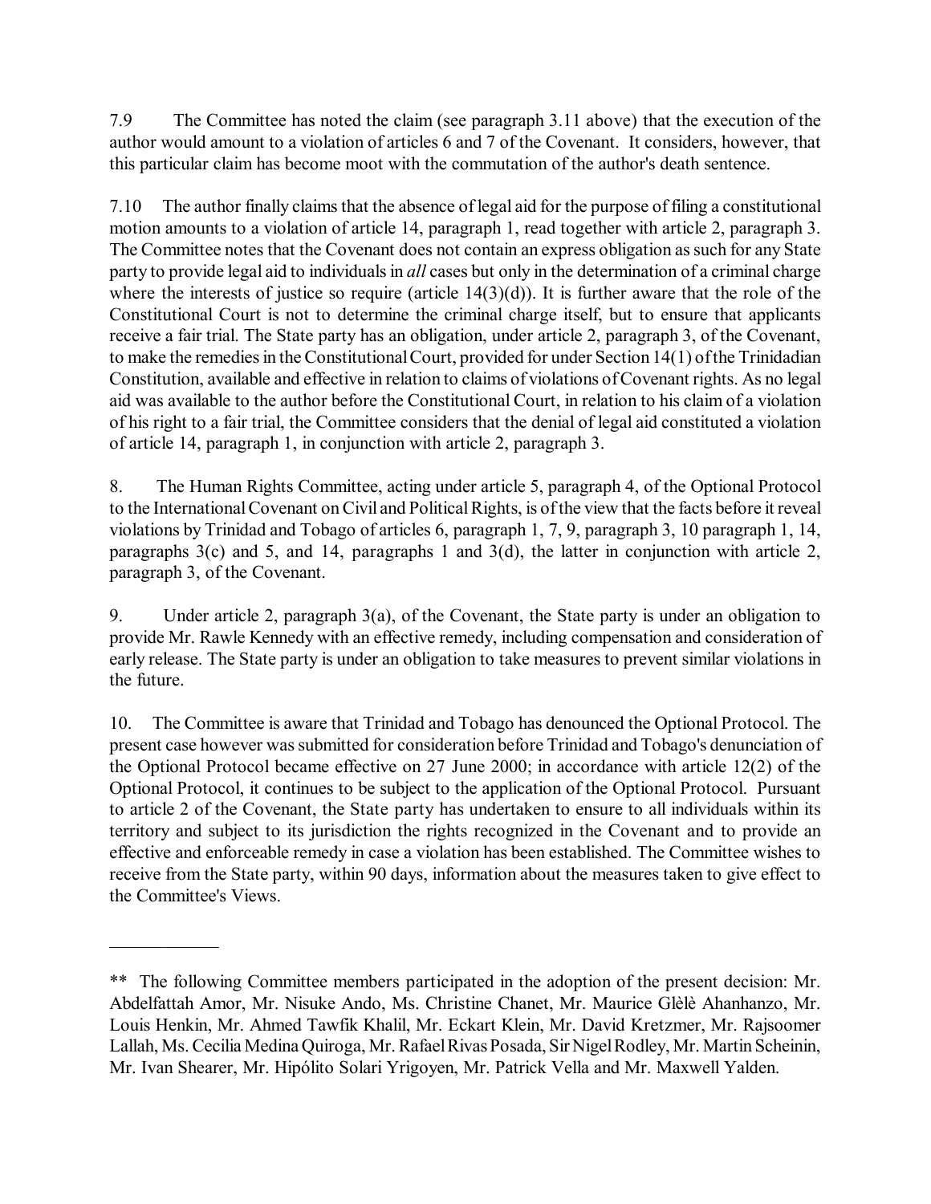7.9 The Committee has noted the claim (see paragraph 3.11 above) that the execution of the author would amount to a violation of articles 6 and 7 of the Covenant. It considers, however, that this particular claim has become moot with the commutation of the author's death sentence.

7.10 The author finally claims that the absence of legal aid for the purpose of filing a constitutional motion amounts to a violation of article 14, paragraph 1, read together with article 2, paragraph 3. The Committee notes that the Covenant does not contain an express obligation as such for any State party to provide legal aid to individuals in *all* cases but only in the determination of a criminal charge where the interests of justice so require (article 14(3)(d)). It is further aware that the role of the Constitutional Court is not to determine the criminal charge itself, but to ensure that applicants receive a fair trial. The State party has an obligation, under article 2, paragraph 3, of the Covenant, to make the remedies in the Constitutional Court, provided for under Section 14(1) of the Trinidadian Constitution, available and effective in relation to claims of violations of Covenant rights. As no legal aid was available to the author before the Constitutional Court, in relation to his claim of a violation of his right to a fair trial, the Committee considers that the denial of legal aid constituted a violation of article 14, paragraph 1, in conjunction with article 2, paragraph 3.

8. The Human Rights Committee, acting under article 5, paragraph 4, of the Optional Protocol to the International Covenant on Civil and Political Rights, is of the view that the facts before it reveal violations by Trinidad and Tobago of articles 6, paragraph 1, 7, 9, paragraph 3, 10 paragraph 1, 14, paragraphs 3(c) and 5, and 14, paragraphs 1 and 3(d), the latter in conjunction with article 2, paragraph 3, of the Covenant.

9. Under article 2, paragraph 3(a), of the Covenant, the State party is under an obligation to provide Mr. Rawle Kennedy with an effective remedy, including compensation and consideration of early release. The State party is under an obligation to take measures to prevent similar violations in the future.

10. The Committee is aware that Trinidad and Tobago has denounced the Optional Protocol. The present case however was submitted for consideration before Trinidad and Tobago's denunciation of the Optional Protocol became effective on 27 June 2000; in accordance with article 12(2) of the Optional Protocol, it continues to be subject to the application of the Optional Protocol. Pursuant to article 2 of the Covenant, the State party has undertaken to ensure to all individuals within its territory and subject to its jurisdiction the rights recognized in the Covenant and to provide an effective and enforceable remedy in case a violation has been established. The Committee wishes to receive from the State party, within 90 days, information about the measures taken to give effect to the Committee's Views.

---

** The following Committee members participated in the adoption of the present decision: Mr. Abdelfattah Amor, Mr. Nisuke Ando, Ms. Christine Chanet, Mr. Maurice Glèlè Ahanhanzo, Mr. Louis Henkin, Mr. Ahmed Tawfik Khalil, Mr. Eckart Klein, Mr. David Kretzmer, Mr. Rajsoomer Lallah, Ms. Cecilia Medina Quiroga, Mr. Rafael Rivas Posada, Sir Nigel Rodley, Mr. Martin Scheinin, Mr. Ivan Shearer, Mr. Hipólito Solari Yrigoyen, Mr. Patrick Vella and Mr. Maxwell Yalden.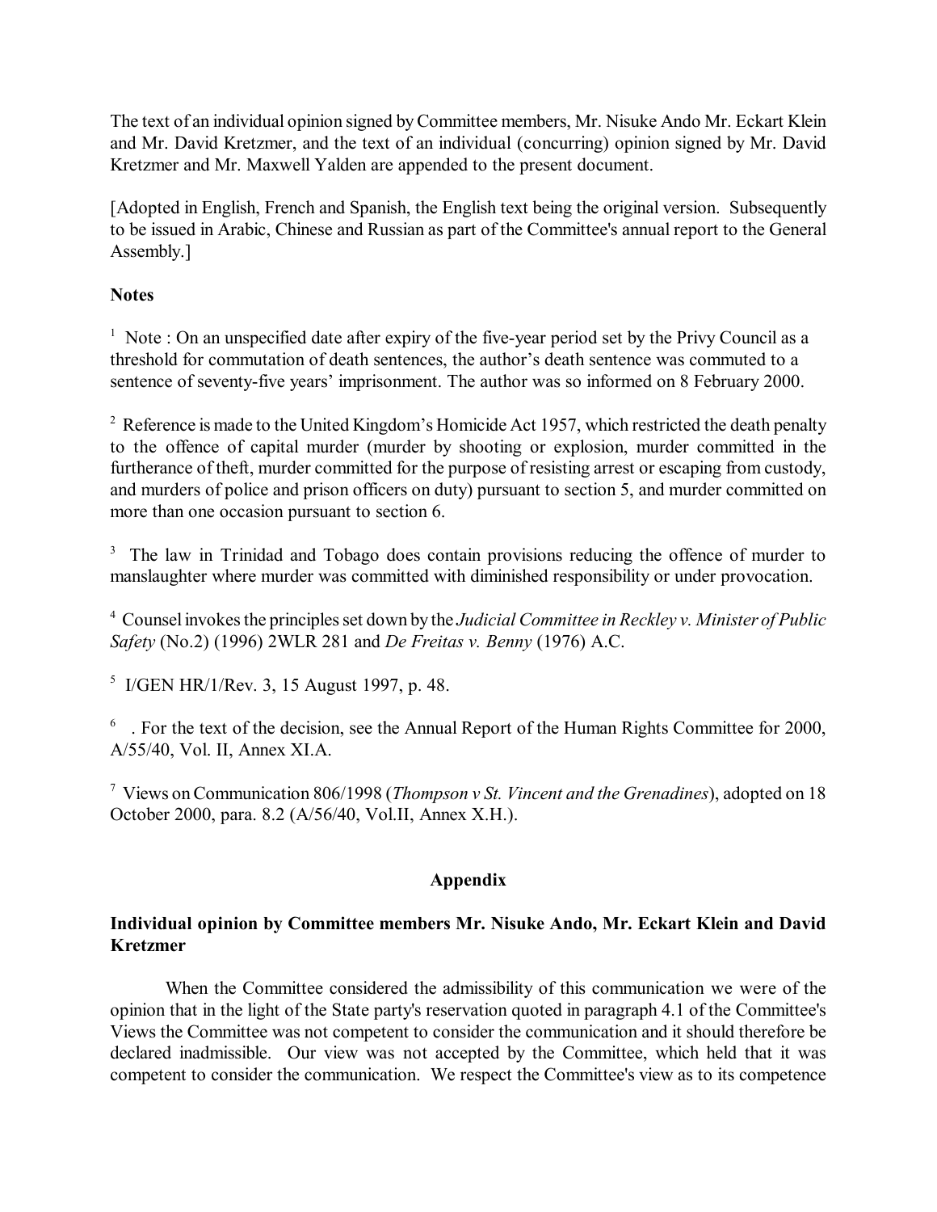The text of an individual opinion signed by Committee members, Mr. Nisuke Ando Mr. Eckart Klein and Mr. David Kretzmer, and the text of an individual (concurring) opinion signed by Mr. David Kretzmer and Mr. Maxwell Yalden are appended to the present document.

[Adopted in English, French and Spanish, the English text being the original version. Subsequently to be issued in Arabic, Chinese and Russian as part of the Committee's annual report to the General Assembly.]

**Notes**

[1] Note : On an unspecified date after expiry of the five-year period set by the Privy Council as a threshold for commutation of death sentences, the author's death sentence was commuted to a sentence of seventy-five years' imprisonment. The author was so informed on 8 February 2000.

[2] Reference is made to the United Kingdom's Homicide Act 1957, which restricted the death penalty to the offence of capital murder (murder by shooting or explosion, murder committed in the furtherance of theft, murder committed for the purpose of resisting arrest or escaping from custody, and murders of police and prison officers on duty) pursuant to section 5, and murder committed on more than one occasion pursuant to section 6.

[3] The law in Trinidad and Tobago does contain provisions reducing the offence of murder to manslaughter where murder was committed with diminished responsibility or under provocation.

[4] Counsel invokes the principles set down by the *Judicial Committee in Reckley v. Minister of Public Safety* (No.2) (1996) 2WLR 281 and *De Freitas v. Benny* (1976) A.C.

[5] I/GEN HR/1/Rev. 3, 15 August 1997, p. 48.

[6] . For the text of the decision, see the Annual Report of the Human Rights Committee for 2000, A/55/40, Vol. II, Annex XI.A.

[7] Views on Communication 806/1998 (*Thompson v St. Vincent and the Grenadines*), adopted on 18 October 2000, para. 8.2 (A/56/40, Vol.II, Annex X.H.).

## Appendix

### Individual opinion by Committee members Mr. Nisuke Ando, Mr. Eckart Klein and David Kretzmer

When the Committee considered the admissibility of this communication we were of the opinion that in the light of the State party's reservation quoted in paragraph 4.1 of the Committee's Views the Committee was not competent to consider the communication and it should therefore be declared inadmissible. Our view was not accepted by the Committee, which held that it was competent to consider the communication. We respect the Committee's view as to its competence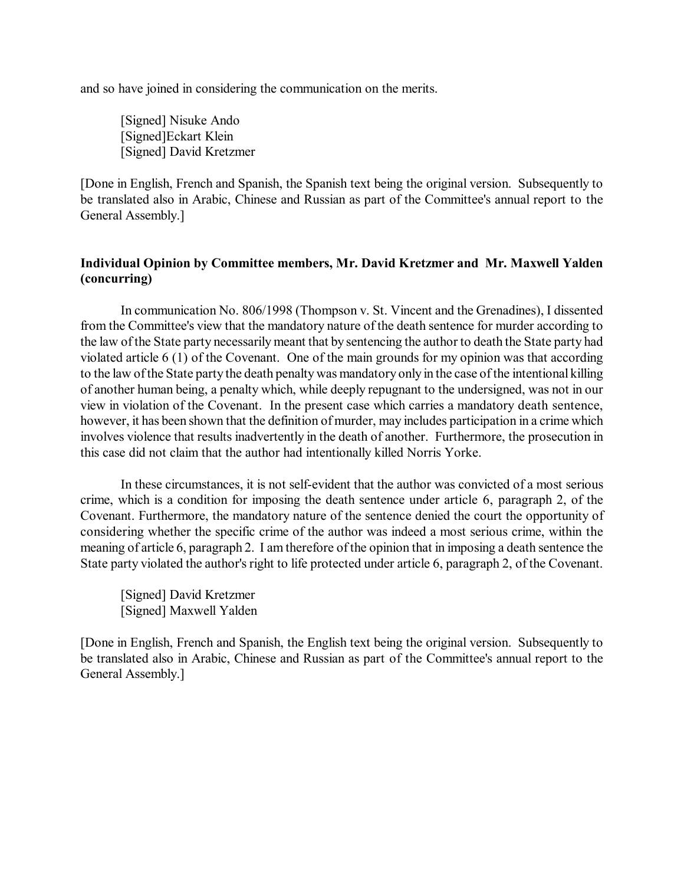and so have joined in considering the communication on the merits.

[Signed] Nisuke Ando
[Signed]Eckart Klein
[Signed] David Kretzmer

[Done in English, French and Spanish, the Spanish text being the original version. Subsequently to be translated also in Arabic, Chinese and Russian as part of the Committee's annual report to the General Assembly.]

**Individual Opinion by Committee members, Mr. David Kretzmer and Mr. Maxwell Yalden (concurring)**

In communication No. 806/1998 (Thompson v. St. Vincent and the Grenadines), I dissented from the Committee's view that the mandatory nature of the death sentence for murder according to the law of the State party necessarily meant that by sentencing the author to death the State party had violated article 6 (1) of the Covenant. One of the main grounds for my opinion was that according to the law of the State party the death penalty was mandatory only in the case of the intentional killing of another human being, a penalty which, while deeply repugnant to the undersigned, was not in our view in violation of the Covenant. In the present case which carries a mandatory death sentence, however, it has been shown that the definition of murder, may includes participation in a crime which involves violence that results inadvertently in the death of another. Furthermore, the prosecution in this case did not claim that the author had intentionally killed Norris Yorke.

In these circumstances, it is not self-evident that the author was convicted of a most serious crime, which is a condition for imposing the death sentence under article 6, paragraph 2, of the Covenant. Furthermore, the mandatory nature of the sentence denied the court the opportunity of considering whether the specific crime of the author was indeed a most serious crime, within the meaning of article 6, paragraph 2. I am therefore of the opinion that in imposing a death sentence the State party violated the author's right to life protected under article 6, paragraph 2, of the Covenant.

[Signed] David Kretzmer
[Signed] Maxwell Yalden

[Done in English, French and Spanish, the English text being the original version. Subsequently to be translated also in Arabic, Chinese and Russian as part of the Committee's annual report to the General Assembly.]